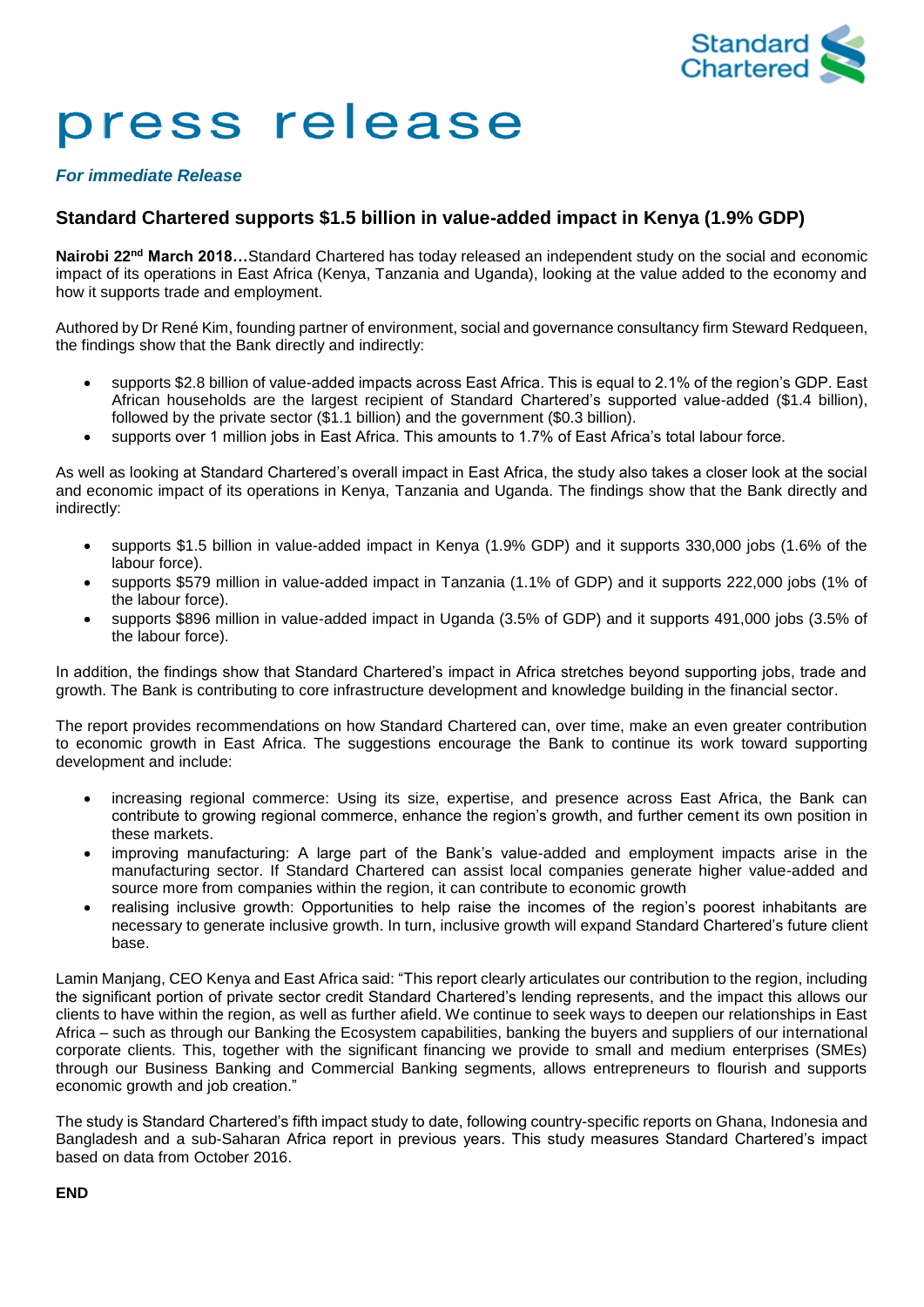# press release

***For immediate Release***

## Standard Chartered supports $1.5 billion in value-added impact in Kenya (1.9% GDP)

**Nairobi 22nd March 2018…**Standard Chartered has today released an independent study on the social and economic impact of its operations in East Africa (Kenya, Tanzania and Uganda), looking at the value added to the economy and how it supports trade and employment.

Authored by Dr René Kim, founding partner of environment, social and governance consultancy firm Steward Redqueen, the findings show that the Bank directly and indirectly:

- supports $2.8 billion of value-added impacts across East Africa. This is equal to 2.1% of the region's GDP. East African households are the largest recipient of Standard Chartered's supported value-added ($1.4 billion), followed by the private sector ($1.1 billion) and the government ($0.3 billion).
- supports over 1 million jobs in East Africa. This amounts to 1.7% of East Africa's total labour force.

As well as looking at Standard Chartered's overall impact in East Africa, the study also takes a closer look at the social and economic impact of its operations in Kenya, Tanzania and Uganda. The findings show that the Bank directly and indirectly:

- supports $1.5 billion in value-added impact in Kenya (1.9% GDP) and it supports 330,000 jobs (1.6% of the labour force).
- supports $579 million in value-added impact in Tanzania (1.1% of GDP) and it supports 222,000 jobs (1% of the labour force).
- supports $896 million in value-added impact in Uganda (3.5% of GDP) and it supports 491,000 jobs (3.5% of the labour force).

In addition, the findings show that Standard Chartered's impact in Africa stretches beyond supporting jobs, trade and growth. The Bank is contributing to core infrastructure development and knowledge building in the financial sector.

The report provides recommendations on how Standard Chartered can, over time, make an even greater contribution to economic growth in East Africa. The suggestions encourage the Bank to continue its work toward supporting development and include:

- increasing regional commerce: Using its size, expertise, and presence across East Africa, the Bank can contribute to growing regional commerce, enhance the region's growth, and further cement its own position in these markets.
- improving manufacturing: A large part of the Bank's value-added and employment impacts arise in the manufacturing sector. If Standard Chartered can assist local companies generate higher value-added and source more from companies within the region, it can contribute to economic growth
- realising inclusive growth: Opportunities to help raise the incomes of the region's poorest inhabitants are necessary to generate inclusive growth. In turn, inclusive growth will expand Standard Chartered's future client base.

Lamin Manjang, CEO Kenya and East Africa said: "This report clearly articulates our contribution to the region, including the significant portion of private sector credit Standard Chartered's lending represents, and the impact this allows our clients to have within the region, as well as further afield. We continue to seek ways to deepen our relationships in East Africa – such as through our Banking the Ecosystem capabilities, banking the buyers and suppliers of our international corporate clients. This, together with the significant financing we provide to small and medium enterprises (SMEs) through our Business Banking and Commercial Banking segments, allows entrepreneurs to flourish and supports economic growth and job creation."

The study is Standard Chartered's fifth impact study to date, following country-specific reports on Ghana, Indonesia and Bangladesh and a sub-Saharan Africa report in previous years. This study measures Standard Chartered's impact based on data from October 2016.

**END**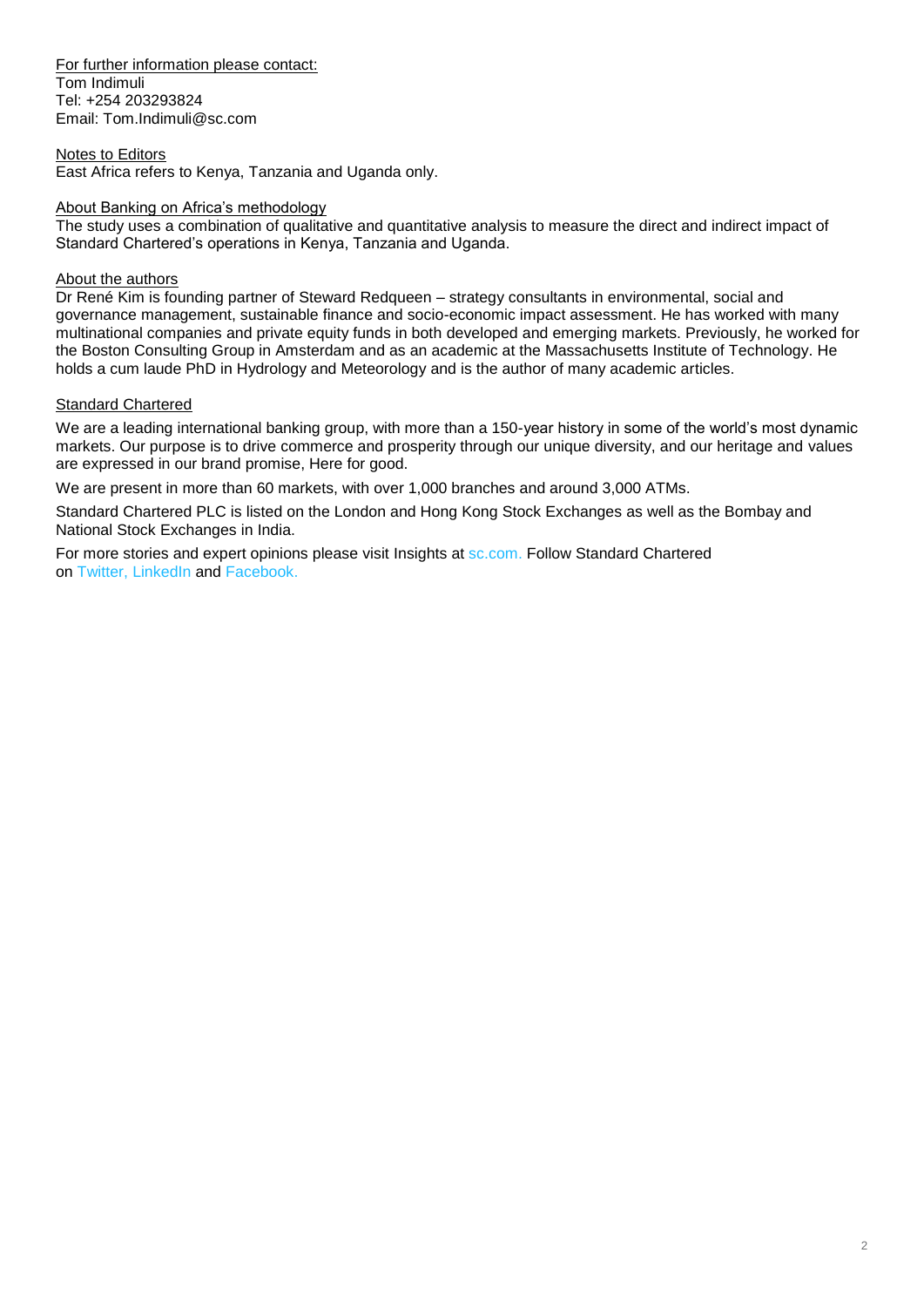For further information please contact:
Tom Indimuli
Tel: +254 203293824
Email: Tom.Indimuli@sc.com

Notes to Editors
East Africa refers to Kenya, Tanzania and Uganda only.

About Banking on Africa's methodology
The study uses a combination of qualitative and quantitative analysis to measure the direct and indirect impact of Standard Chartered's operations in Kenya, Tanzania and Uganda.

About the authors
Dr René Kim is founding partner of Steward Redqueen – strategy consultants in environmental, social and governance management, sustainable finance and socio-economic impact assessment. He has worked with many multinational companies and private equity funds in both developed and emerging markets. Previously, he worked for the Boston Consulting Group in Amsterdam and as an academic at the Massachusetts Institute of Technology. He holds a cum laude PhD in Hydrology and Meteorology and is the author of many academic articles.

Standard Chartered

We are a leading international banking group, with more than a 150-year history in some of the world's most dynamic markets. Our purpose is to drive commerce and prosperity through our unique diversity, and our heritage and values are expressed in our brand promise, Here for good.

We are present in more than 60 markets, with over 1,000 branches and around 3,000 ATMs.

Standard Chartered PLC is listed on the London and Hong Kong Stock Exchanges as well as the Bombay and National Stock Exchanges in India.

For more stories and expert opinions please visit Insights at sc.com. Follow Standard Chartered on Twitter, LinkedIn and Facebook.